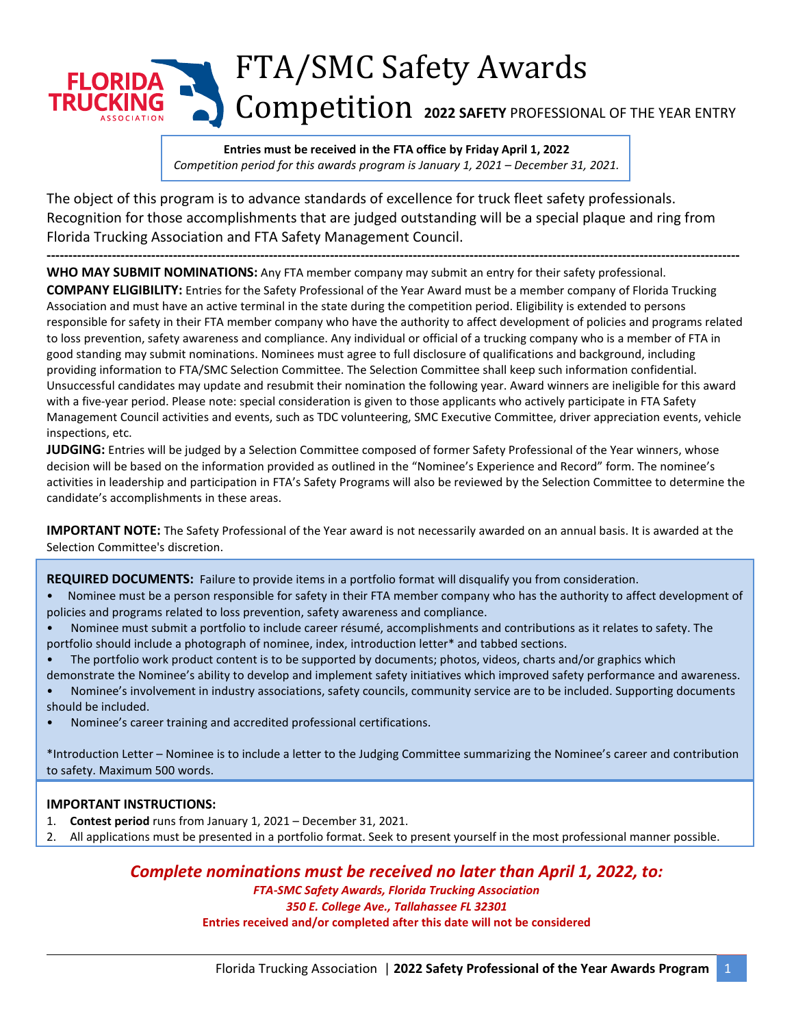FLORIDA TRUCKING ASSOCIATION

# FTA/SMC Safety Awards Competition

## 2022 SAFETY PROFESSIONAL OF THE YEAR ENTRY

**Entries must be received in the FTA office by Friday April 1, 2022**
*Competition period for this awards program is January 1, 2021 – December 31, 2021.*

The object of this program is to advance standards of excellence for truck fleet safety professionals. Recognition for those accomplishments that are judged outstanding will be a special plaque and ring from Florida Trucking Association and FTA Safety Management Council.

---

**WHO MAY SUBMIT NOMINATIONS:** Any FTA member company may submit an entry for their safety professional.

**COMPANY ELIGIBILITY:** Entries for the Safety Professional of the Year Award must be a member company of Florida Trucking Association and must have an active terminal in the state during the competition period. Eligibility is extended to persons responsible for safety in their FTA member company who have the authority to affect development of policies and programs related to loss prevention, safety awareness and compliance. Any individual or official of a trucking company who is a member of FTA in good standing may submit nominations. Nominees must agree to full disclosure of qualifications and background, including providing information to FTA/SMC Selection Committee. The Selection Committee shall keep such information confidential. Unsuccessful candidates may update and resubmit their nomination the following year. Award winners are ineligible for this award with a five-year period. Please note: special consideration is given to those applicants who actively participate in FTA Safety Management Council activities and events, such as TDC volunteering, SMC Executive Committee, driver appreciation events, vehicle inspections, etc.

**JUDGING:** Entries will be judged by a Selection Committee composed of former Safety Professional of the Year winners, whose decision will be based on the information provided as outlined in the "Nominee's Experience and Record" form. The nominee's activities in leadership and participation in FTA's Safety Programs will also be reviewed by the Selection Committee to determine the candidate's accomplishments in these areas.

**IMPORTANT NOTE:** The Safety Professional of the Year award is not necessarily awarded on an annual basis. It is awarded at the Selection Committee's discretion.

**REQUIRED DOCUMENTS:** Failure to provide items in a portfolio format will disqualify you from consideration.

- Nominee must be a person responsible for safety in their FTA member company who has the authority to affect development of policies and programs related to loss prevention, safety awareness and compliance.
- Nominee must submit a portfolio to include career résumé, accomplishments and contributions as it relates to safety. The portfolio should include a photograph of nominee, index, introduction letter* and tabbed sections.
- The portfolio work product content is to be supported by documents; photos, videos, charts and/or graphics which demonstrate the Nominee's ability to develop and implement safety initiatives which improved safety performance and awareness.
- Nominee's involvement in industry associations, safety councils, community service are to be included. Supporting documents should be included.
- Nominee's career training and accredited professional certifications.

*Introduction Letter – Nominee is to include a letter to the Judging Committee summarizing the Nominee's career and contribution to safety. Maximum 500 words.

**IMPORTANT INSTRUCTIONS:**

1. **Contest period** runs from January 1, 2021 – December 31, 2021.
2. All applications must be presented in a portfolio format. Seek to present yourself in the most professional manner possible.

***Complete nominations must be received no later than April 1, 2022, to:***

***FTA-SMC Safety Awards, Florida Trucking Association***
***350 E. College Ave., Tallahassee FL 32301***
**Entries received and/or completed after this date will not be considered**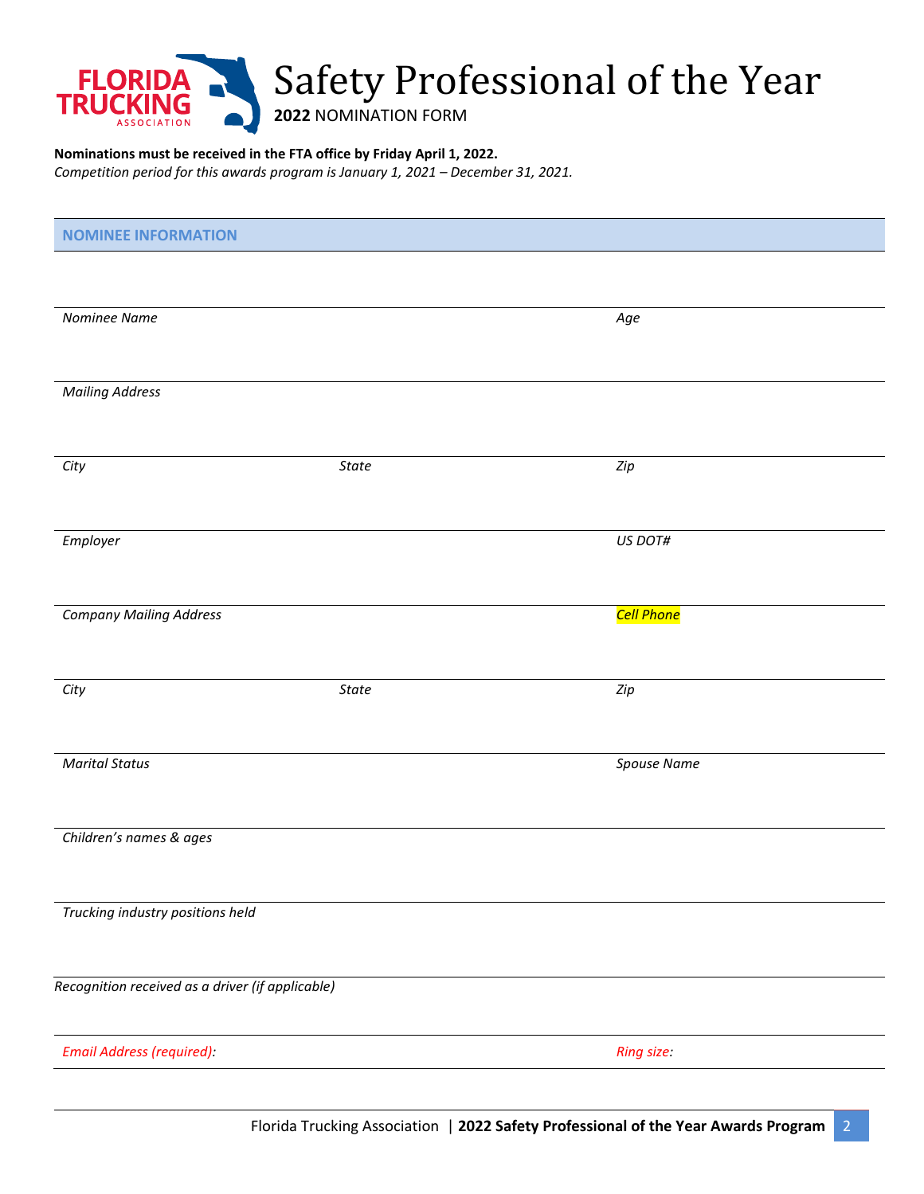# Safety Professional of the Year

**2022** NOMINATION FORM

**Nominations must be received in the FTA office by Friday April 1, 2022.**

*Competition period for this awards program is January 1, 2021 – December 31, 2021.*

## NOMINEE INFORMATION

| | | |
|---|---|---|
| *Nominee Name* | | *Age* |
| *Mailing Address* | | |
| *City* | *State* | *Zip* |
| *Employer* | | *US DOT#* |
| *Company Mailing Address* | | *Cell Phone* |
| *City* | *State* | *Zip* |
| *Marital Status* | | *Spouse Name* |
| *Children's names & ages* | | |
| *Trucking industry positions held* | | |
| *Recognition received as a driver (if applicable)* | | |
| *Email Address (required):* | | *Ring size:* |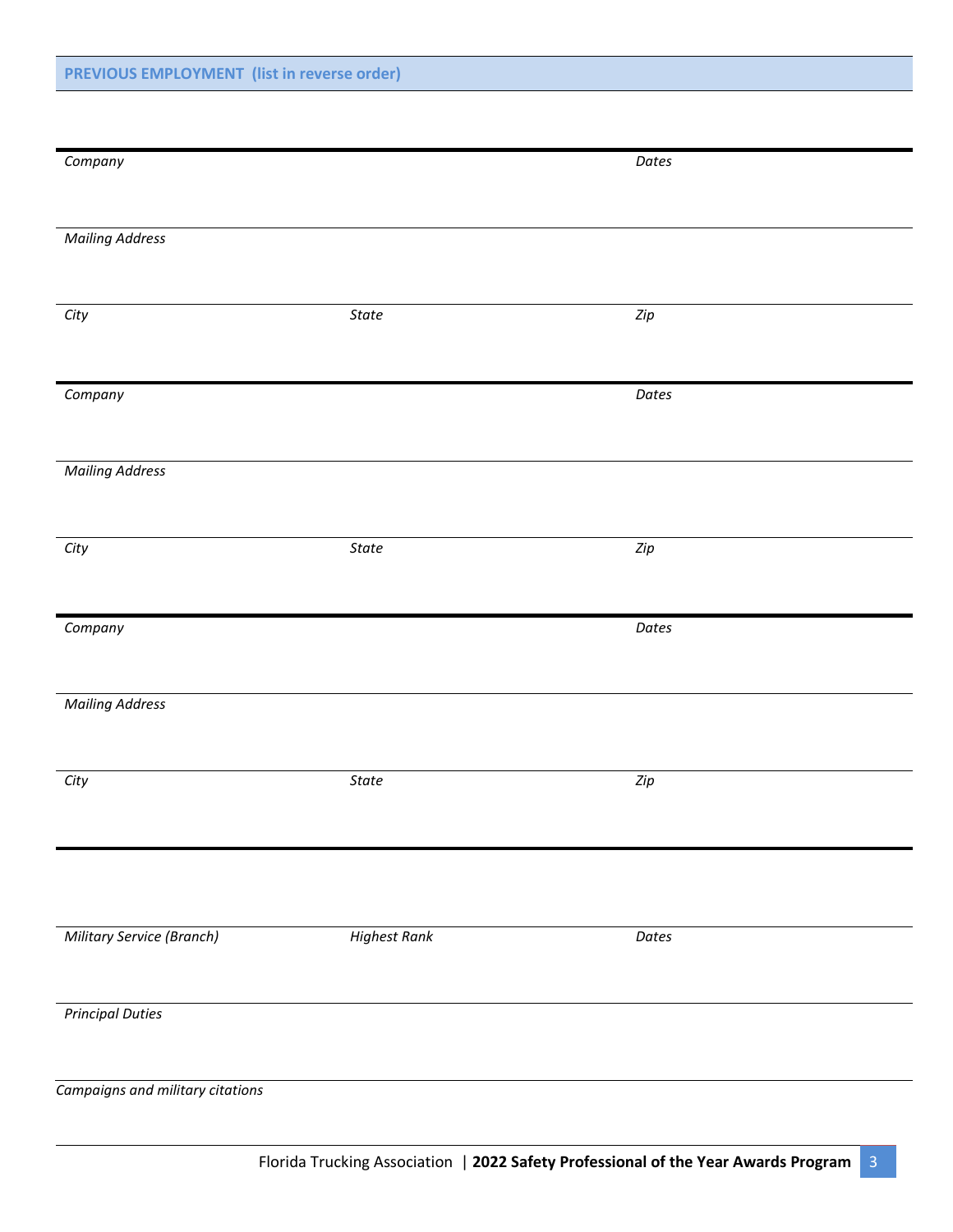## PREVIOUS EMPLOYMENT (list in reverse order)

| | | |
|---|---|---|
| *Company* | | *Dates* |
| *Mailing Address* | | |
| *City* | *State* | *Zip* |

| | | |
|---|---|---|
| *Company* | | *Dates* |
| *Mailing Address* | | |
| *City* | *State* | *Zip* |

| | | |
|---|---|---|
| *Company* | | *Dates* |
| *Mailing Address* | | |
| *City* | *State* | *Zip* |

| | | |
|---|---|---|
| *Military Service (Branch)* | *Highest Rank* | *Dates* |
| *Principal Duties* | | |

*Campaigns and military citations*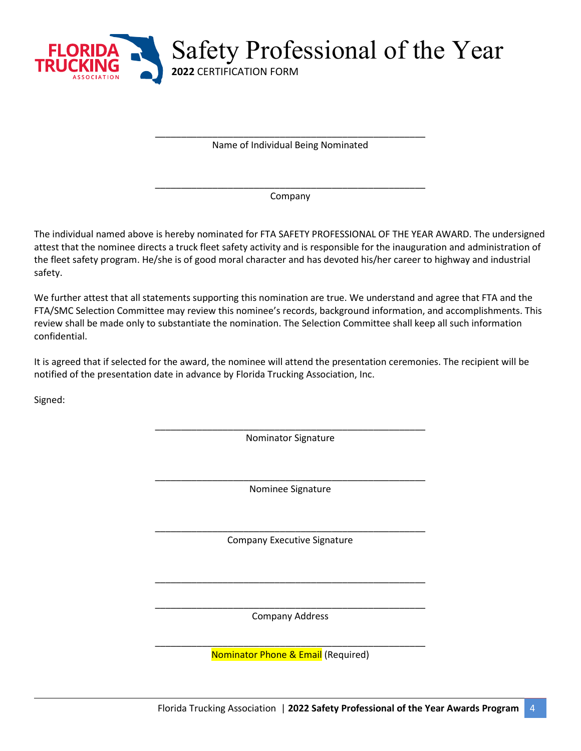# Safety Professional of the Year

**2022** CERTIFICATION FORM

\_\_\_\_\_\_\_\_\_\_\_\_\_\_\_\_\_\_\_\_\_\_\_\_\_\_\_\_\_\_\_\_\_\_\_\_\_\_\_\_\_\_\_\_\_\_\_\_\_\_\_\_

Name of Individual Being Nominated

\_\_\_\_\_\_\_\_\_\_\_\_\_\_\_\_\_\_\_\_\_\_\_\_\_\_\_\_\_\_\_\_\_\_\_\_\_\_\_\_\_\_\_\_\_\_\_\_\_\_\_\_

Company

The individual named above is hereby nominated for FTA SAFETY PROFESSIONAL OF THE YEAR AWARD. The undersigned attest that the nominee directs a truck fleet safety activity and is responsible for the inauguration and administration of the fleet safety program. He/she is of good moral character and has devoted his/her career to highway and industrial safety.

We further attest that all statements supporting this nomination are true. We understand and agree that FTA and the FTA/SMC Selection Committee may review this nominee's records, background information, and accomplishments. This review shall be made only to substantiate the nomination. The Selection Committee shall keep all such information confidential.

It is agreed that if selected for the award, the nominee will attend the presentation ceremonies. The recipient will be notified of the presentation date in advance by Florida Trucking Association, Inc.

Signed:

\_\_\_\_\_\_\_\_\_\_\_\_\_\_\_\_\_\_\_\_\_\_\_\_\_\_\_\_\_\_\_\_\_\_\_\_\_\_\_\_\_\_\_\_\_\_\_\_\_\_\_\_

Nominator Signature

\_\_\_\_\_\_\_\_\_\_\_\_\_\_\_\_\_\_\_\_\_\_\_\_\_\_\_\_\_\_\_\_\_\_\_\_\_\_\_\_\_\_\_\_\_\_\_\_\_\_\_\_

Nominee Signature

\_\_\_\_\_\_\_\_\_\_\_\_\_\_\_\_\_\_\_\_\_\_\_\_\_\_\_\_\_\_\_\_\_\_\_\_\_\_\_\_\_\_\_\_\_\_\_\_\_\_\_\_

Company Executive Signature

\_\_\_\_\_\_\_\_\_\_\_\_\_\_\_\_\_\_\_\_\_\_\_\_\_\_\_\_\_\_\_\_\_\_\_\_\_\_\_\_\_\_\_\_\_\_\_\_\_\_\_\_

\_\_\_\_\_\_\_\_\_\_\_\_\_\_\_\_\_\_\_\_\_\_\_\_\_\_\_\_\_\_\_\_\_\_\_\_\_\_\_\_\_\_\_\_\_\_\_\_\_\_\_\_

Company Address

\_\_\_\_\_\_\_\_\_\_\_\_\_\_\_\_\_\_\_\_\_\_\_\_\_\_\_\_\_\_\_\_\_\_\_\_\_\_\_\_\_\_\_\_\_\_\_\_\_\_\_\_

Nominator Phone & Email (Required)